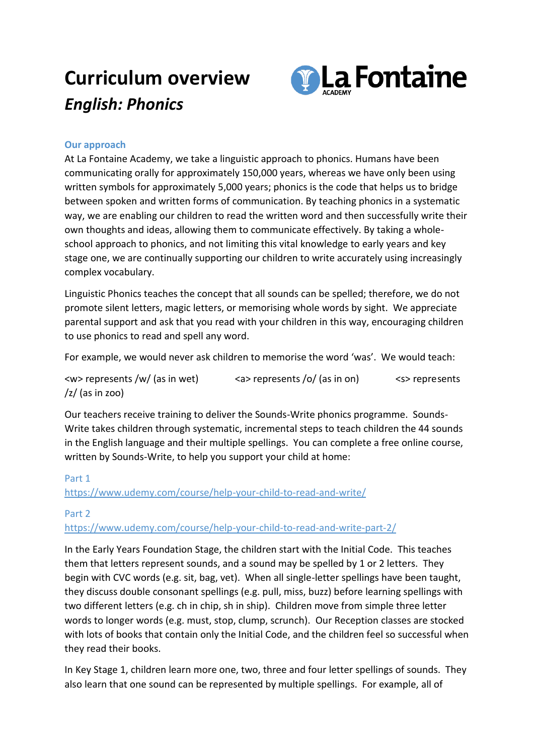# Curriculum overview

## *English: Phonics*

### Our approach

At La Fontaine Academy, we take a linguistic approach to phonics. Humans have been communicating orally for approximately 150,000 years, whereas we have only been using written symbols for approximately 5,000 years; phonics is the code that helps us to bridge between spoken and written forms of communication. By teaching phonics in a systematic way, we are enabling our children to read the written word and then successfully write their own thoughts and ideas, allowing them to communicate effectively. By taking a whole-school approach to phonics, and not limiting this vital knowledge to early years and key stage one, we are continually supporting our children to write accurately using increasingly complex vocabulary.

Linguistic Phonics teaches the concept that all sounds can be spelled; therefore, we do not promote silent letters, magic letters, or memorising whole words by sight. We appreciate parental support and ask that you read with your children in this way, encouraging children to use phonics to read and spell any word.

For example, we would never ask children to memorise the word 'was'. We would teach:

<w> represents /w/ (as in wet) <a> represents /o/ (as in on) <s> represents /z/ (as in zoo)

Our teachers receive training to deliver the Sounds-Write phonics programme. Sounds-Write takes children through systematic, incremental steps to teach children the 44 sounds in the English language and their multiple spellings. You can complete a free online course, written by Sounds-Write, to help you support your child at home:

Part 1
https://www.udemy.com/course/help-your-child-to-read-and-write/

Part 2
https://www.udemy.com/course/help-your-child-to-read-and-write-part-2/

In the Early Years Foundation Stage, the children start with the Initial Code. This teaches them that letters represent sounds, and a sound may be spelled by 1 or 2 letters. They begin with CVC words (e.g. sit, bag, vet). When all single-letter spellings have been taught, they discuss double consonant spellings (e.g. pull, miss, buzz) before learning spellings with two different letters (e.g. ch in chip, sh in ship). Children move from simple three letter words to longer words (e.g. must, stop, clump, scrunch). Our Reception classes are stocked with lots of books that contain only the Initial Code, and the children feel so successful when they read their books.

In Key Stage 1, children learn more one, two, three and four letter spellings of sounds. They also learn that one sound can be represented by multiple spellings. For example, all of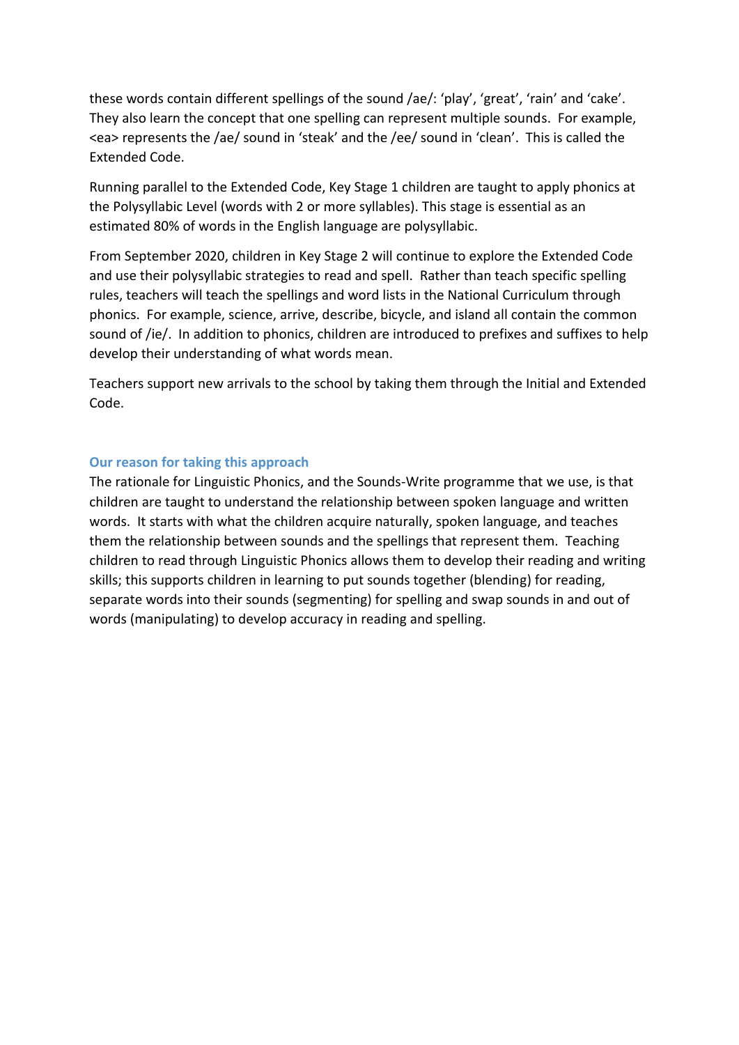these words contain different spellings of the sound /ae/: 'play', 'great', 'rain' and 'cake'. They also learn the concept that one spelling can represent multiple sounds. For example, <ea> represents the /ae/ sound in 'steak' and the /ee/ sound in 'clean'. This is called the Extended Code.

Running parallel to the Extended Code, Key Stage 1 children are taught to apply phonics at the Polysyllabic Level (words with 2 or more syllables). This stage is essential as an estimated 80% of words in the English language are polysyllabic.

From September 2020, children in Key Stage 2 will continue to explore the Extended Code and use their polysyllabic strategies to read and spell. Rather than teach specific spelling rules, teachers will teach the spellings and word lists in the National Curriculum through phonics. For example, science, arrive, describe, bicycle, and island all contain the common sound of /ie/. In addition to phonics, children are introduced to prefixes and suffixes to help develop their understanding of what words mean.

Teachers support new arrivals to the school by taking them through the Initial and Extended Code.

### Our reason for taking this approach

The rationale for Linguistic Phonics, and the Sounds-Write programme that we use, is that children are taught to understand the relationship between spoken language and written words. It starts with what the children acquire naturally, spoken language, and teaches them the relationship between sounds and the spellings that represent them. Teaching children to read through Linguistic Phonics allows them to develop their reading and writing skills; this supports children in learning to put sounds together (blending) for reading, separate words into their sounds (segmenting) for spelling and swap sounds in and out of words (manipulating) to develop accuracy in reading and spelling.